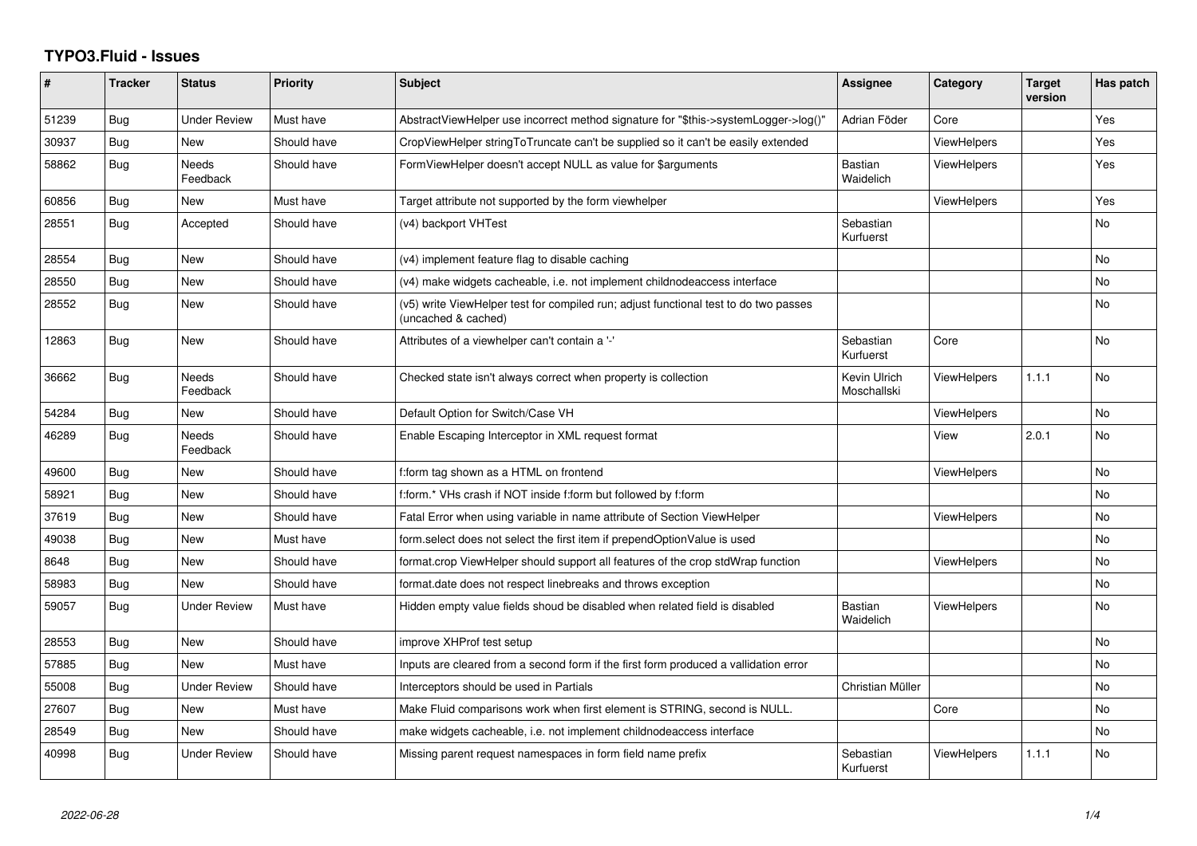# TYPO3.Fluid - Issues

| # | Tracker | Status | Priority | Subject | Assignee | Category | Target version | Has patch |
|---|---|---|---|---|---|---|---|---|
| 51239 | Bug | Under Review | Must have | AbstractViewHelper use incorrect method signature for "$this->systemLogger->log()" | Adrian Föder | Core | | Yes |
| 30937 | Bug | New | Should have | CropViewHelper stringToTruncate can't be supplied so it can't be easily extended | | ViewHelpers | | Yes |
| 58862 | Bug | Needs Feedback | Should have | FormViewHelper doesn't accept NULL as value for $arguments | Bastian Waidelich | ViewHelpers | | Yes |
| 60856 | Bug | New | Must have | Target attribute not supported by the form viewhelper | | ViewHelpers | | Yes |
| 28551 | Bug | Accepted | Should have | (v4) backport VHTest | Sebastian Kurfuerst | | | No |
| 28554 | Bug | New | Should have | (v4) implement feature flag to disable caching | | | | No |
| 28550 | Bug | New | Should have | (v4) make widgets cacheable, i.e. not implement childnodeaccess interface | | | | No |
| 28552 | Bug | New | Should have | (v5) write ViewHelper test for compiled run; adjust functional test to do two passes (uncached & cached) | | | | No |
| 12863 | Bug | New | Should have | Attributes of a viewhelper can't contain a '-' | Sebastian Kurfuerst | Core | | No |
| 36662 | Bug | Needs Feedback | Should have | Checked state isn't always correct when property is collection | Kevin Ulrich Moschallski | ViewHelpers | 1.1.1 | No |
| 54284 | Bug | New | Should have | Default Option for Switch/Case VH | | ViewHelpers | | No |
| 46289 | Bug | Needs Feedback | Should have | Enable Escaping Interceptor in XML request format | | View | 2.0.1 | No |
| 49600 | Bug | New | Should have | f:form tag shown as a HTML on frontend | | ViewHelpers | | No |
| 58921 | Bug | New | Should have | f:form.* VHs crash if NOT inside f:form but followed by f:form | | | | No |
| 37619 | Bug | New | Should have | Fatal Error when using variable in name attribute of Section ViewHelper | | ViewHelpers | | No |
| 49038 | Bug | New | Must have | form.select does not select the first item if prependOptionValue is used | | | | No |
| 8648 | Bug | New | Should have | format.crop ViewHelper should support all features of the crop stdWrap function | | ViewHelpers | | No |
| 58983 | Bug | New | Should have | format.date does not respect linebreaks and throws exception | | | | No |
| 59057 | Bug | Under Review | Must have | Hidden empty value fields shoud be disabled when related field is disabled | Bastian Waidelich | ViewHelpers | | No |
| 28553 | Bug | New | Should have | improve XHProf test setup | | | | No |
| 57885 | Bug | New | Must have | Inputs are cleared from a second form if the first form produced a vallidation error | | | | No |
| 55008 | Bug | Under Review | Should have | Interceptors should be used in Partials | Christian Müller | | | No |
| 27607 | Bug | New | Must have | Make Fluid comparisons work when first element is STRING, second is NULL. | | Core | | No |
| 28549 | Bug | New | Should have | make widgets cacheable, i.e. not implement childnodeaccess interface | | | | No |
| 40998 | Bug | Under Review | Should have | Missing parent request namespaces in form field name prefix | Sebastian Kurfuerst | ViewHelpers | 1.1.1 | No |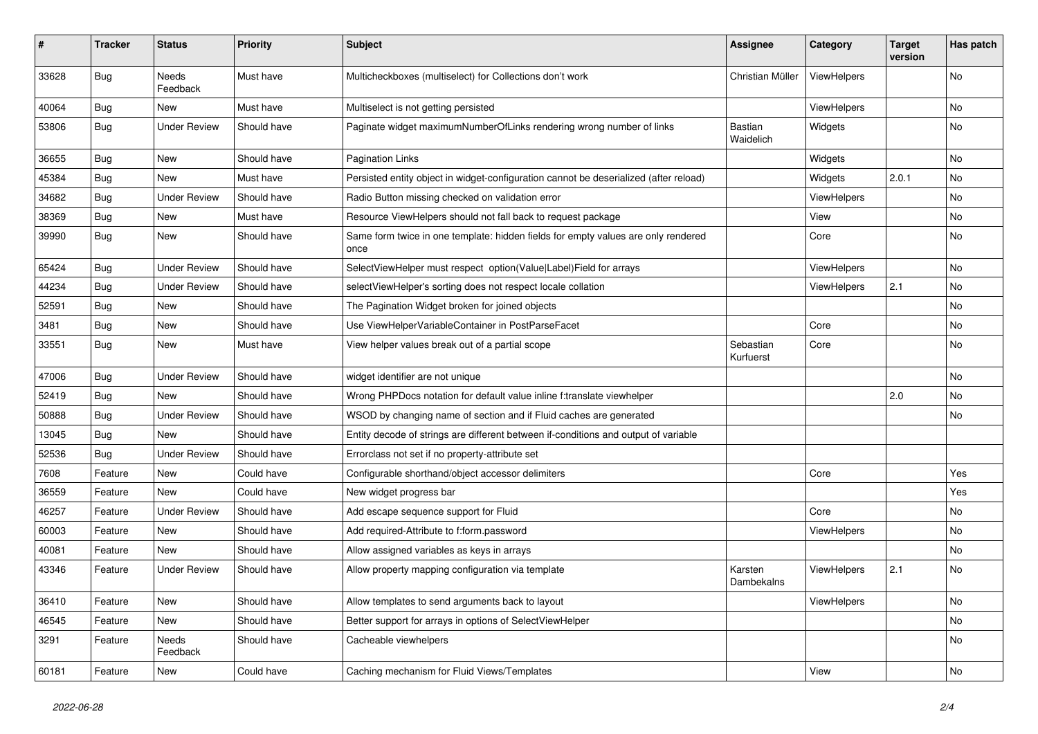| # | Tracker | Status | Priority | Subject | Assignee | Category | Target version | Has patch |
|---|---|---|---|---|---|---|---|---|
| 33628 | Bug | Needs Feedback | Must have | Multicheckboxes (multiselect) for Collections don't work | Christian Müller | ViewHelpers | | No |
| 40064 | Bug | New | Must have | Multiselect is not getting persisted | | ViewHelpers | | No |
| 53806 | Bug | Under Review | Should have | Paginate widget maximumNumberOfLinks rendering wrong number of links | Bastian Waidelich | Widgets | | No |
| 36655 | Bug | New | Should have | Pagination Links | | Widgets | | No |
| 45384 | Bug | New | Must have | Persisted entity object in widget-configuration cannot be deserialized (after reload) | | Widgets | 2.0.1 | No |
| 34682 | Bug | Under Review | Should have | Radio Button missing checked on validation error | | ViewHelpers | | No |
| 38369 | Bug | New | Must have | Resource ViewHelpers should not fall back to request package | | View | | No |
| 39990 | Bug | New | Should have | Same form twice in one template: hidden fields for empty values are only rendered once | | Core | | No |
| 65424 | Bug | Under Review | Should have | SelectViewHelper must respect option(Value\|Label)Field for arrays | | ViewHelpers | | No |
| 44234 | Bug | Under Review | Should have | selectViewHelper's sorting does not respect locale collation | | ViewHelpers | 2.1 | No |
| 52591 | Bug | New | Should have | The Pagination Widget broken for joined objects | | | | No |
| 3481 | Bug | New | Should have | Use ViewHelperVariableContainer in PostParseFacet | | Core | | No |
| 33551 | Bug | New | Must have | View helper values break out of a partial scope | Sebastian Kurfuerst | Core | | No |
| 47006 | Bug | Under Review | Should have | widget identifier are not unique | | | | No |
| 52419 | Bug | New | Should have | Wrong PHPDocs notation for default value inline f:translate viewhelper | | | 2.0 | No |
| 50888 | Bug | Under Review | Should have | WSOD by changing name of section and if Fluid caches are generated | | | | No |
| 13045 | Bug | New | Should have | Entity decode of strings are different between if-conditions and output of variable | | | | |
| 52536 | Bug | Under Review | Should have | Errorclass not set if no property-attribute set | | | | |
| 7608 | Feature | New | Could have | Configurable shorthand/object accessor delimiters | | Core | | Yes |
| 36559 | Feature | New | Could have | New widget progress bar | | | | Yes |
| 46257 | Feature | Under Review | Should have | Add escape sequence support for Fluid | | Core | | No |
| 60003 | Feature | New | Should have | Add required-Attribute to f:form.password | | ViewHelpers | | No |
| 40081 | Feature | New | Should have | Allow assigned variables as keys in arrays | | | | No |
| 43346 | Feature | Under Review | Should have | Allow property mapping configuration via template | Karsten Dambekalns | ViewHelpers | 2.1 | No |
| 36410 | Feature | New | Should have | Allow templates to send arguments back to layout | | ViewHelpers | | No |
| 46545 | Feature | New | Should have | Better support for arrays in options of SelectViewHelper | | | | No |
| 3291 | Feature | Needs Feedback | Should have | Cacheable viewhelpers | | | | No |
| 60181 | Feature | New | Could have | Caching mechanism for Fluid Views/Templates | | View | | No |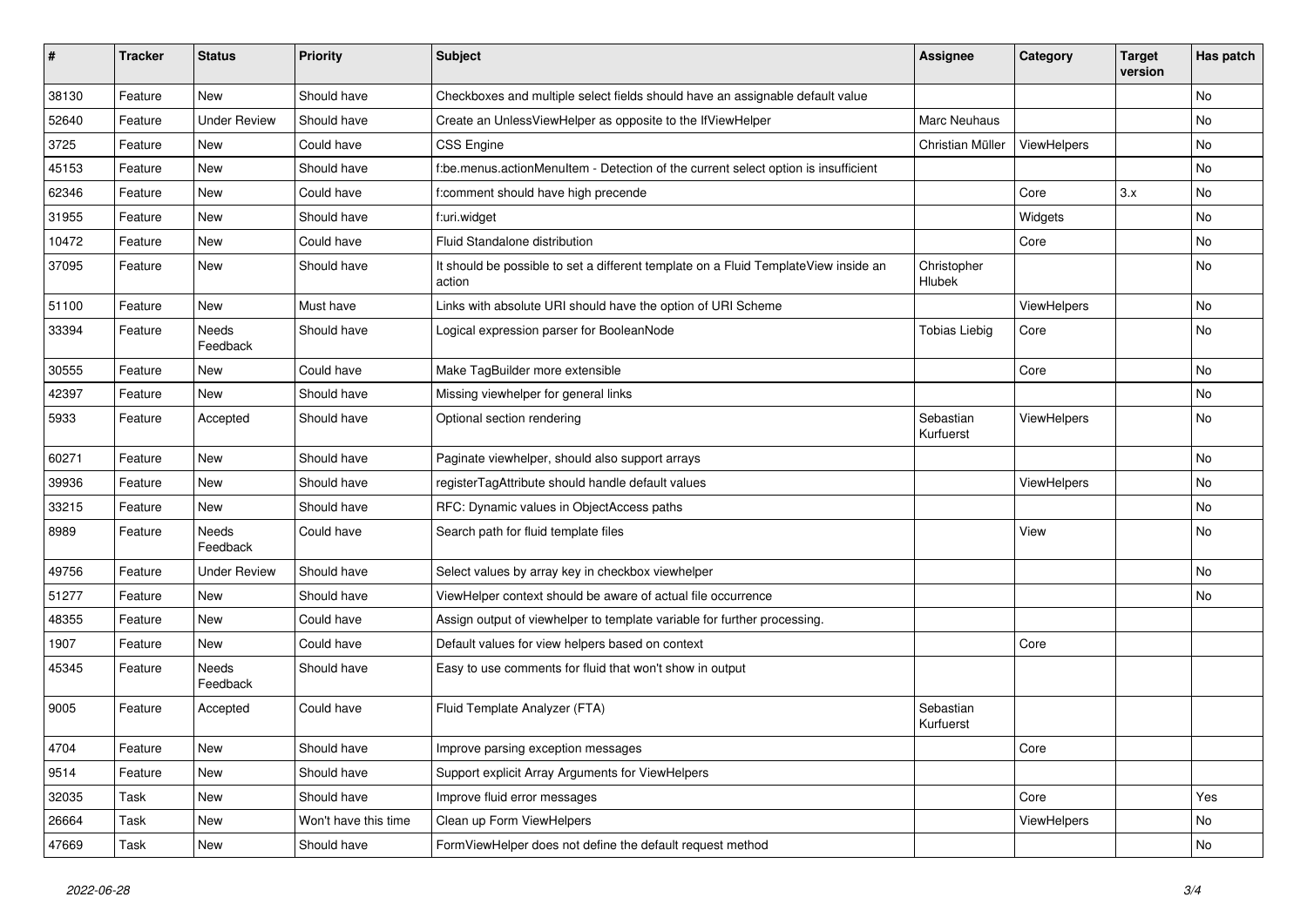| # | Tracker | Status | Priority | Subject | Assignee | Category | Target version | Has patch |
|---|---|---|---|---|---|---|---|---|
| 38130 | Feature | New | Should have | Checkboxes and multiple select fields should have an assignable default value | | | | No |
| 52640 | Feature | Under Review | Should have | Create an UnlessViewHelper as opposite to the IfViewHelper | Marc Neuhaus | | | No |
| 3725 | Feature | New | Could have | CSS Engine | Christian Müller | ViewHelpers | | No |
| 45153 | Feature | New | Should have | f:be.menus.actionMenuItem - Detection of the current select option is insufficient | | | | No |
| 62346 | Feature | New | Could have | f:comment should have high precende | | Core | 3.x | No |
| 31955 | Feature | New | Should have | f:uri.widget | | Widgets | | No |
| 10472 | Feature | New | Could have | Fluid Standalone distribution | | Core | | No |
| 37095 | Feature | New | Should have | It should be possible to set a different template on a Fluid TemplateView inside an action | Christopher Hlubek | | | No |
| 51100 | Feature | New | Must have | Links with absolute URI should have the option of URI Scheme | | ViewHelpers | | No |
| 33394 | Feature | Needs Feedback | Should have | Logical expression parser for BooleanNode | Tobias Liebig | Core | | No |
| 30555 | Feature | New | Could have | Make TagBuilder more extensible | | Core | | No |
| 42397 | Feature | New | Should have | Missing viewhelper for general links | | | | No |
| 5933 | Feature | Accepted | Should have | Optional section rendering | Sebastian Kurfuerst | ViewHelpers | | No |
| 60271 | Feature | New | Should have | Paginate viewhelper, should also support arrays | | | | No |
| 39936 | Feature | New | Should have | registerTagAttribute should handle default values | | ViewHelpers | | No |
| 33215 | Feature | New | Should have | RFC: Dynamic values in ObjectAccess paths | | | | No |
| 8989 | Feature | Needs Feedback | Could have | Search path for fluid template files | | View | | No |
| 49756 | Feature | Under Review | Should have | Select values by array key in checkbox viewhelper | | | | No |
| 51277 | Feature | New | Should have | ViewHelper context should be aware of actual file occurrence | | | | No |
| 48355 | Feature | New | Could have | Assign output of viewhelper to template variable for further processing. | | | | |
| 1907 | Feature | New | Could have | Default values for view helpers based on context | | Core | | |
| 45345 | Feature | Needs Feedback | Should have | Easy to use comments for fluid that won't show in output | | | | |
| 9005 | Feature | Accepted | Could have | Fluid Template Analyzer (FTA) | Sebastian Kurfuerst | | | |
| 4704 | Feature | New | Should have | Improve parsing exception messages | | Core | | |
| 9514 | Feature | New | Should have | Support explicit Array Arguments for ViewHelpers | | | | |
| 32035 | Task | New | Should have | Improve fluid error messages | | Core | | Yes |
| 26664 | Task | New | Won't have this time | Clean up Form ViewHelpers | | ViewHelpers | | No |
| 47669 | Task | New | Should have | FormViewHelper does not define the default request method | | | | No |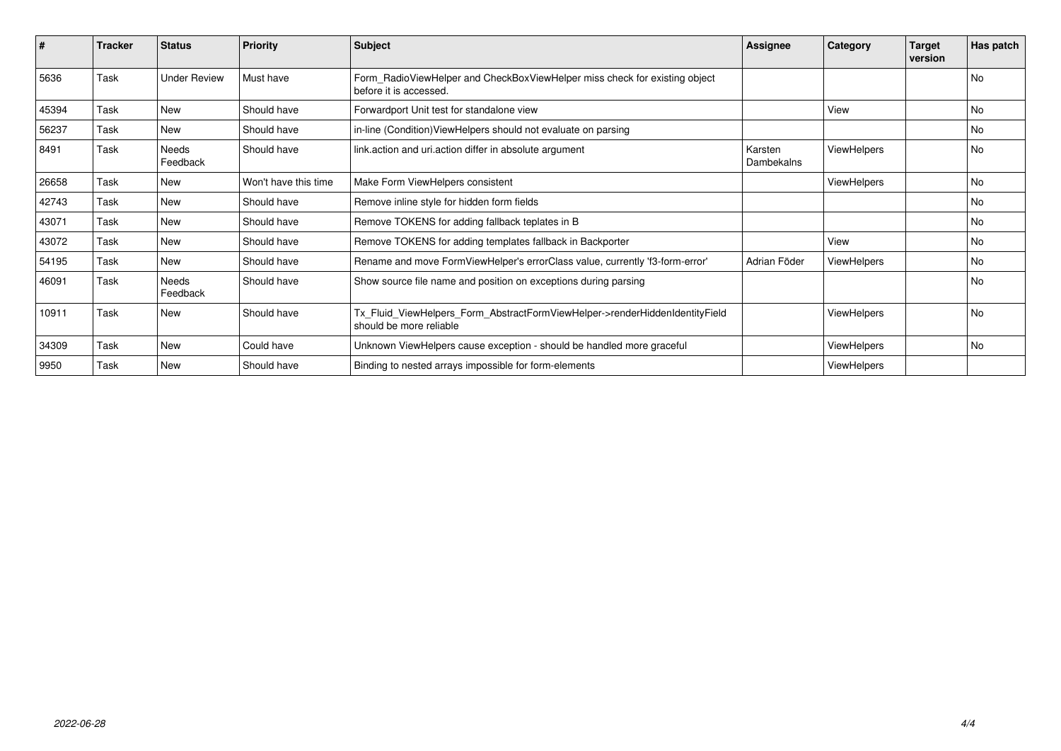| # | Tracker | Status | Priority | Subject | Assignee | Category | Target version | Has patch |
|---|---|---|---|---|---|---|---|---|
| 5636 | Task | Under Review | Must have | Form_RadioViewHelper and CheckBoxViewHelper miss check for existing object before it is accessed. | | | | No |
| 45394 | Task | New | Should have | Forwardport Unit test for standalone view | | View | | No |
| 56237 | Task | New | Should have | in-line (Condition)ViewHelpers should not evaluate on parsing | | | | No |
| 8491 | Task | Needs Feedback | Should have | link.action and uri.action differ in absolute argument | Karsten Dambekalns | ViewHelpers | | No |
| 26658 | Task | New | Won't have this time | Make Form ViewHelpers consistent | | ViewHelpers | | No |
| 42743 | Task | New | Should have | Remove inline style for hidden form fields | | | | No |
| 43071 | Task | New | Should have | Remove TOKENS for adding fallback teplates in B | | | | No |
| 43072 | Task | New | Should have | Remove TOKENS for adding templates fallback in Backporter | | View | | No |
| 54195 | Task | New | Should have | Rename and move FormViewHelper's errorClass value, currently 'f3-form-error' | Adrian Föder | ViewHelpers | | No |
| 46091 | Task | Needs Feedback | Should have | Show source file name and position on exceptions during parsing | | | | No |
| 10911 | Task | New | Should have | Tx_Fluid_ViewHelpers_Form_AbstractFormViewHelper->renderHiddenIdentityField should be more reliable | | ViewHelpers | | No |
| 34309 | Task | New | Could have | Unknown ViewHelpers cause exception - should be handled more graceful | | ViewHelpers | | No |
| 9950 | Task | New | Should have | Binding to nested arrays impossible for form-elements | | ViewHelpers | | |